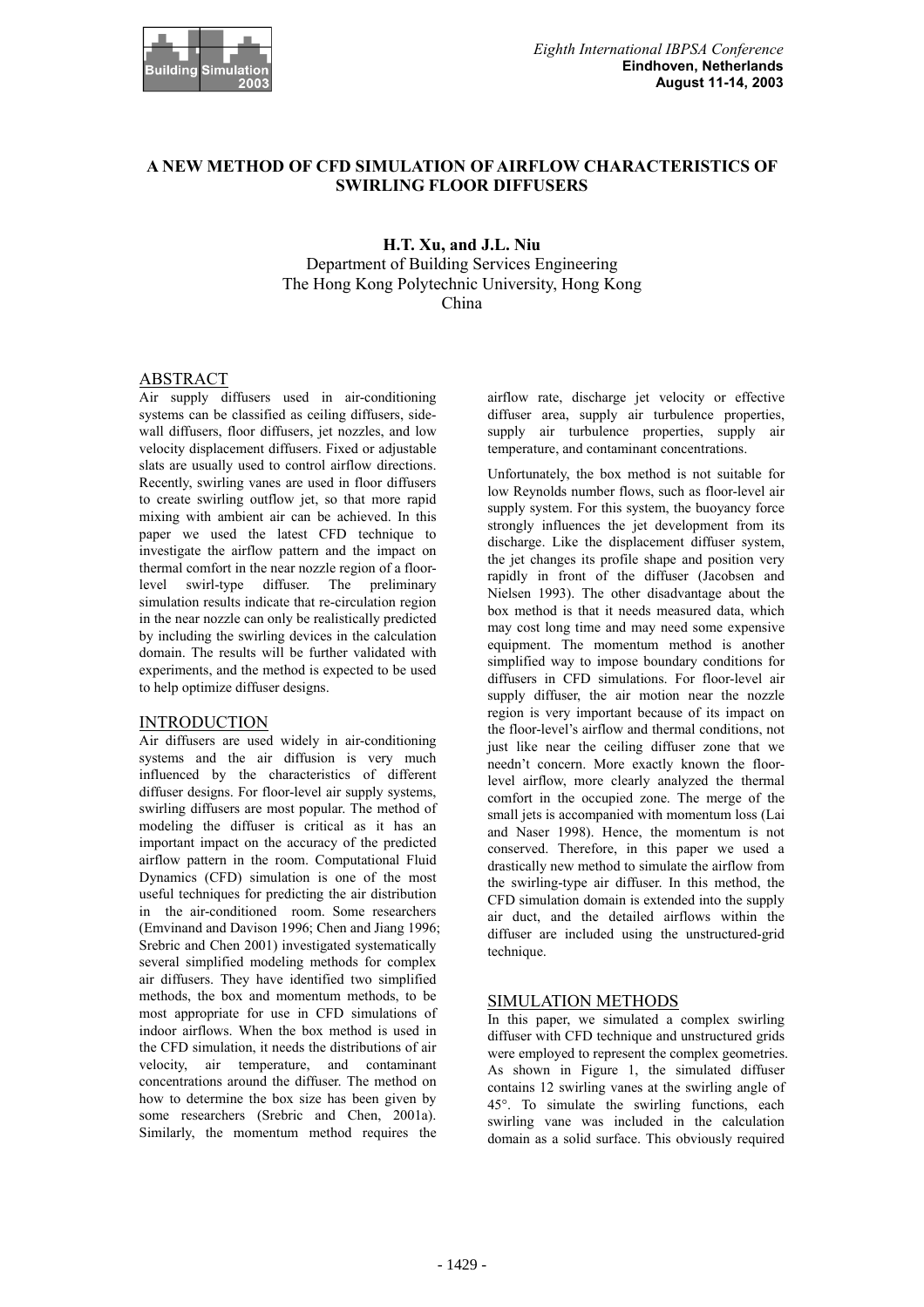# A NEW METHOD OF CFD SIMULATION OF AIRFLOW CHARACTERISTICS OF SWIRLING FLOOR DIFFUSERS

**H.T. Xu, and J.L. Niu**
Department of Building Services Engineering
The Hong Kong Polytechnic University, Hong Kong
China

## ABSTRACT

Air supply diffusers used in air-conditioning systems can be classified as ceiling diffusers, side-wall diffusers, floor diffusers, jet nozzles, and low velocity displacement diffusers. Fixed or adjustable slats are usually used to control airflow directions. Recently, swirling vanes are used in floor diffusers to create swirling outflow jet, so that more rapid mixing with ambient air can be achieved. In this paper we used the latest CFD technique to investigate the airflow pattern and the impact on thermal comfort in the near nozzle region of a floor-level swirl-type diffuser. The preliminary simulation results indicate that re-circulation region in the near nozzle can only be realistically predicted by including the swirling devices in the calculation domain. The results will be further validated with experiments, and the method is expected to be used to help optimize diffuser designs.

## INTRODUCTION

Air diffusers are used widely in air-conditioning systems and the air diffusion is very much influenced by the characteristics of different diffuser designs. For floor-level air supply systems, swirling diffusers are most popular. The method of modeling the diffuser is critical as it has an important impact on the accuracy of the predicted airflow pattern in the room. Computational Fluid Dynamics (CFD) simulation is one of the most useful techniques for predicting the air distribution in the air-conditioned room. Some researchers (Emvinand and Davison 1996; Chen and Jiang 1996; Srebric and Chen 2001) investigated systematically several simplified modeling methods for complex air diffusers. They have identified two simplified methods, the box and momentum methods, to be most appropriate for use in CFD simulations of indoor airflows. When the box method is used in the CFD simulation, it needs the distributions of air velocity, air temperature, and contaminant concentrations around the diffuser. The method on how to determine the box size has been given by some researchers (Srebric and Chen, 2001a). Similarly, the momentum method requires the airflow rate, discharge jet velocity or effective diffuser area, supply air turbulence properties, supply air turbulence properties, supply air temperature, and contaminant concentrations.

Unfortunately, the box method is not suitable for low Reynolds number flows, such as floor-level air supply system. For this system, the buoyancy force strongly influences the jet development from its discharge. Like the displacement diffuser system, the jet changes its profile shape and position very rapidly in front of the diffuser (Jacobsen and Nielsen 1993). The other disadvantage about the box method is that it needs measured data, which may cost long time and may need some expensive equipment. The momentum method is another simplified way to impose boundary conditions for diffusers in CFD simulations. For floor-level air supply diffuser, the air motion near the nozzle region is very important because of its impact on the floor-level's airflow and thermal conditions, not just like near the ceiling diffuser zone that we needn't concern. More exactly known the floor-level airflow, more clearly analyzed the thermal comfort in the occupied zone. The merge of the small jets is accompanied with momentum loss (Lai and Naser 1998). Hence, the momentum is not conserved. Therefore, in this paper we used a drastically new method to simulate the airflow from the swirling-type air diffuser. In this method, the CFD simulation domain is extended into the supply air duct, and the detailed airflows within the diffuser are included using the unstructured-grid technique.

## SIMULATION METHODS

In this paper, we simulated a complex swirling diffuser with CFD technique and unstructured grids were employed to represent the complex geometries. As shown in Figure 1, the simulated diffuser contains 12 swirling vanes at the swirling angle of 45°. To simulate the swirling functions, each swirling vane was included in the calculation domain as a solid surface. This obviously required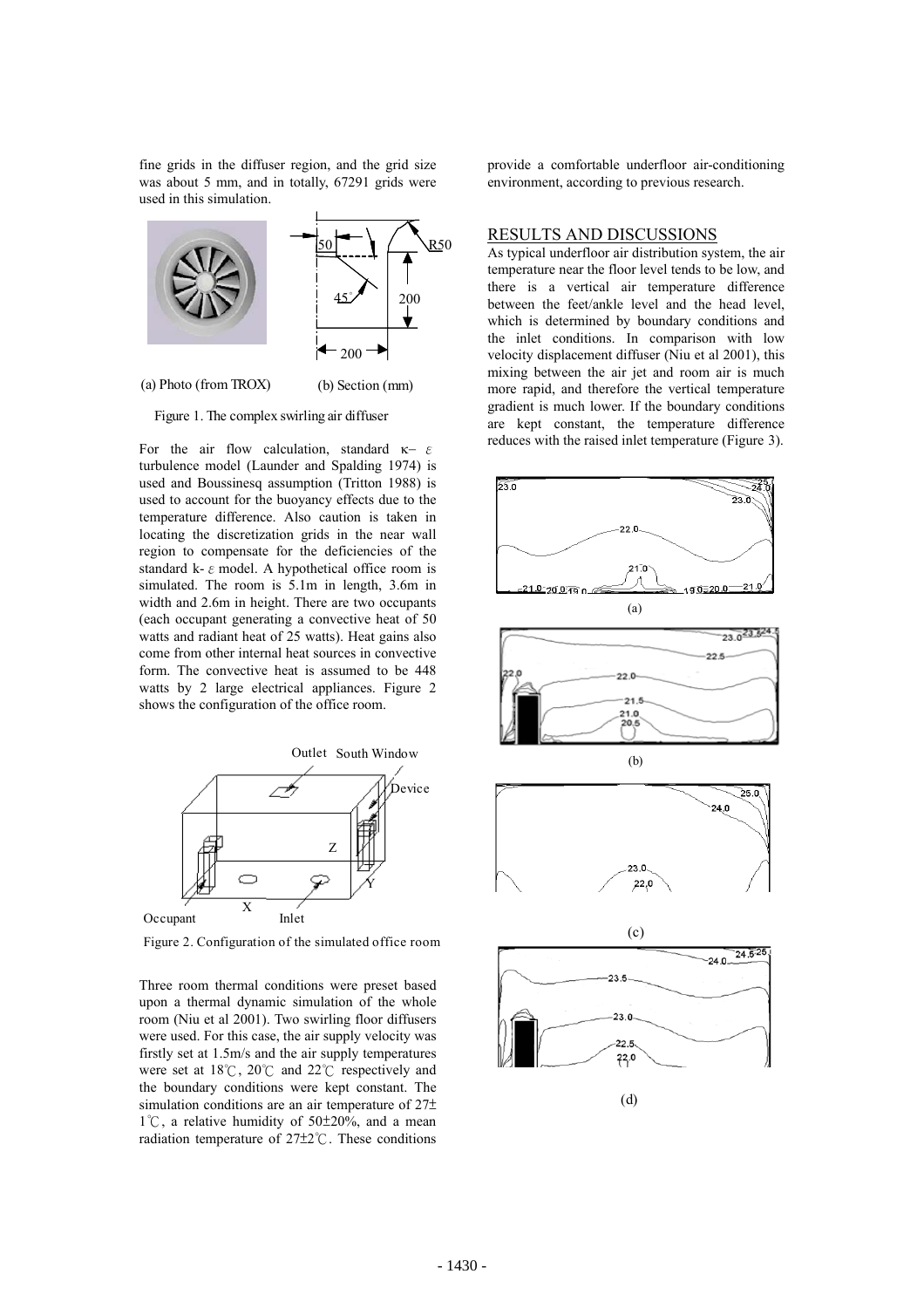fine grids in the diffuser region, and the grid size was about 5 mm, and in totally, 67291 grids were used in this simulation.

(a) Photo (from TROX) (b) Section (mm)

Figure 1. The complex swirling air diffuser

For the air flow calculation, standard κ– ε turbulence model (Launder and Spalding 1974) is used and Boussinesq assumption (Tritton 1988) is used to account for the buoyancy effects due to the temperature difference. Also caution is taken in locating the discretization grids in the near wall region to compensate for the deficiencies of the standard k- ε model. A hypothetical office room is simulated. The room is 5.1m in length, 3.6m in width and 2.6m in height. There are two occupants (each occupant generating a convective heat of 50 watts and radiant heat of 25 watts). Heat gains also come from other internal heat sources in convective form. The convective heat is assumed to be 448 watts by 2 large electrical appliances. Figure 2 shows the configuration of the office room.

Figure 2. Configuration of the simulated office room

Three room thermal conditions were preset based upon a thermal dynamic simulation of the whole room (Niu et al 2001). Two swirling floor diffusers were used. For this case, the air supply velocity was firstly set at 1.5m/s and the air supply temperatures were set at 18℃, 20℃ and 22℃ respectively and the boundary conditions were kept constant. The simulation conditions are an air temperature of 27±1℃, a relative humidity of 50±20%, and a mean radiation temperature of 27±2℃. These conditions provide a comfortable underfloor air-conditioning environment, according to previous research.

## RESULTS AND DISCUSSIONS

As typical underfloor air distribution system, the air temperature near the floor level tends to be low, and there is a vertical air temperature difference between the feet/ankle level and the head level, which is determined by boundary conditions and the inlet conditions. In comparison with low velocity displacement diffuser (Niu et al 2001), this mixing between the air jet and room air is much more rapid, and therefore the vertical temperature gradient is much lower. If the boundary conditions are kept constant, the temperature difference reduces with the raised inlet temperature (Figure 3).

(a)

(b)

(c)

(d)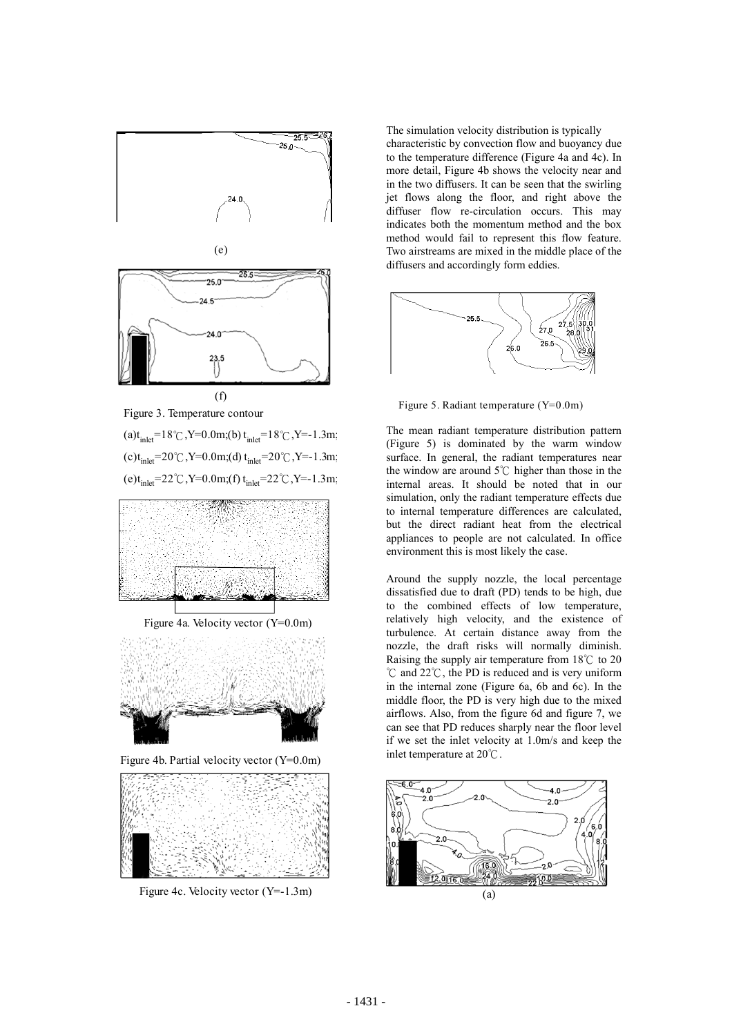(e)

(f)

Figure 3. Temperature contour

(a)$t_{inlet}$=18℃,Y=0.0m;(b) $t_{inlet}$=18℃,Y=-1.3m;

(c)$t_{inlet}$=20℃,Y=0.0m;(d) $t_{inlet}$=20℃,Y=-1.3m;

(e)$t_{inlet}$=22℃,Y=0.0m;(f) $t_{inlet}$=22℃,Y=-1.3m;

Figure 4a. Velocity vector (Y=0.0m)

Figure 4b. Partial velocity vector (Y=0.0m)

Figure 4c. Velocity vector (Y=-1.3m)

The simulation velocity distribution is typically characteristic by convection flow and buoyancy due to the temperature difference (Figure 4a and 4c). In more detail, Figure 4b shows the velocity near and in the two diffusers. It can be seen that the swirling jet flows along the floor, and right above the diffuser flow re-circulation occurs. This may indicates both the momentum method and the box method would fail to represent this flow feature. Two airstreams are mixed in the middle place of the diffusers and accordingly form eddies.

Figure 5. Radiant temperature (Y=0.0m)

The mean radiant temperature distribution pattern (Figure 5) is dominated by the warm window surface. In general, the radiant temperatures near the window are around 5℃ higher than those in the internal areas. It should be noted that in our simulation, only the radiant temperature effects due to internal temperature differences are calculated, but the direct radiant heat from the electrical appliances to people are not calculated. In office environment this is most likely the case.

Around the supply nozzle, the local percentage dissatisfied due to draft (PD) tends to be high, due to the combined effects of low temperature, relatively high velocity, and the existence of turbulence. At certain distance away from the nozzle, the draft risks will normally diminish. Raising the supply air temperature from 18℃ to 20 ℃ and 22℃, the PD is reduced and is very uniform in the internal zone (Figure 6a, 6b and 6c). In the middle floor, the PD is very high due to the mixed airflows. Also, from the figure 6d and figure 7, we can see that PD reduces sharply near the floor level if we set the inlet velocity at 1.0m/s and keep the inlet temperature at 20℃.

(a)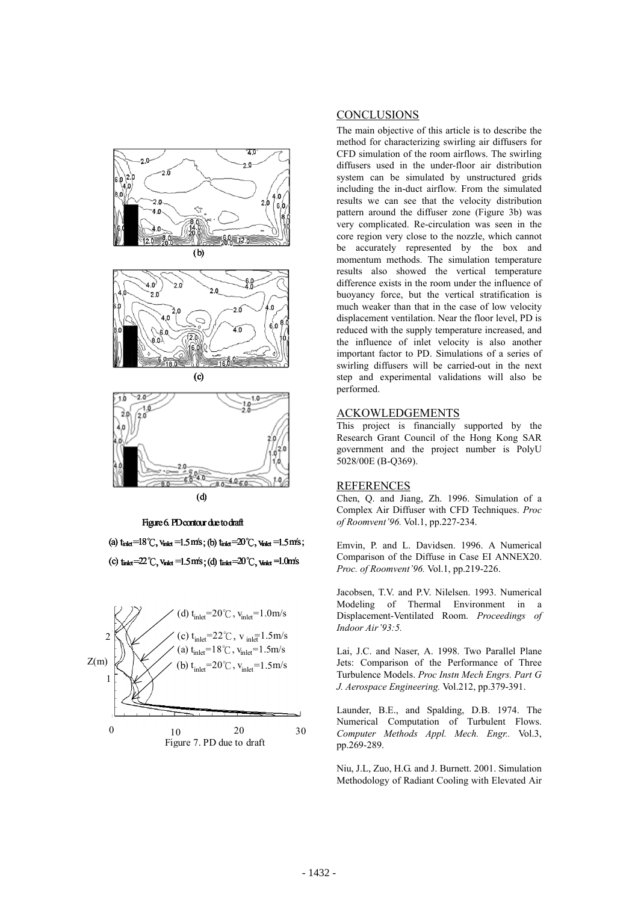Figure 6. PD contour due to draft

(a) $t_{inlet}=18$℃, $v_{inlet}=1.5$m/s ; (b) $t_{inlet}=20$℃, $v_{inlet}=1.5$m/s ;

(c) $t_{inlet}=22$℃, $v_{inlet}=1.5$m/s ; (d) $t_{inlet}=20$℃, $v_{inlet}=1.0$m/s

Figure 7. PD due to draft

## CONCLUSIONS

The main objective of this article is to describe the method for characterizing swirling air diffusers for CFD simulation of the room airflows. The swirling diffusers used in the under-floor air distribution system can be simulated by unstructured grids including the in-duct airflow. From the simulated results we can see that the velocity distribution pattern around the diffuser zone (Figure 3b) was very complicated. Re-circulation was seen in the core region very close to the nozzle, which cannot be accurately represented by the box and momentum methods. The simulation temperature results also showed the vertical temperature difference exists in the room under the influence of buoyancy force, but the vertical stratification is much weaker than that in the case of low velocity displacement ventilation. Near the floor level, PD is reduced with the supply temperature increased, and the influence of inlet velocity is also another important factor to PD. Simulations of a series of swirling diffusers will be carried-out in the next step and experimental validations will also be performed.

## ACKOWLEDGEMENTS

This project is financially supported by the Research Grant Council of the Hong Kong SAR government and the project number is PolyU 5028/00E (B-Q369).

## REFERENCES

Chen, Q. and Jiang, Zh. 1996. Simulation of a Complex Air Diffuser with CFD Techniques. *Proc of Roomvent'96.* Vol.1, pp.227-234.

Emvin, P. and L. Davidsen. 1996. A Numerical Comparison of the Diffuse in Case EI ANNEX20. *Proc. of Roomvent'96.* Vol.1, pp.219-226.

Jacobsen, T.V. and P.V. Nilelsen. 1993. Numerical Modeling of Thermal Environment in a Displacement-Ventilated Room. *Proceedings of Indoor Air'93:5.*

Lai, J.C. and Naser, A. 1998. Two Parallel Plane Jets: Comparison of the Performance of Three Turbulence Models. *Proc Instn Mech Engrs. Part G J. Aerospace Engineering.* Vol.212, pp.379-391.

Launder, B.E., and Spalding, D.B. 1974. The Numerical Computation of Turbulent Flows. *Computer Methods Appl. Mech. Engr..* Vol.3, pp.269-289.

Niu, J.L, Zuo, H.G. and J. Burnett. 2001. Simulation Methodology of Radiant Cooling with Elevated Air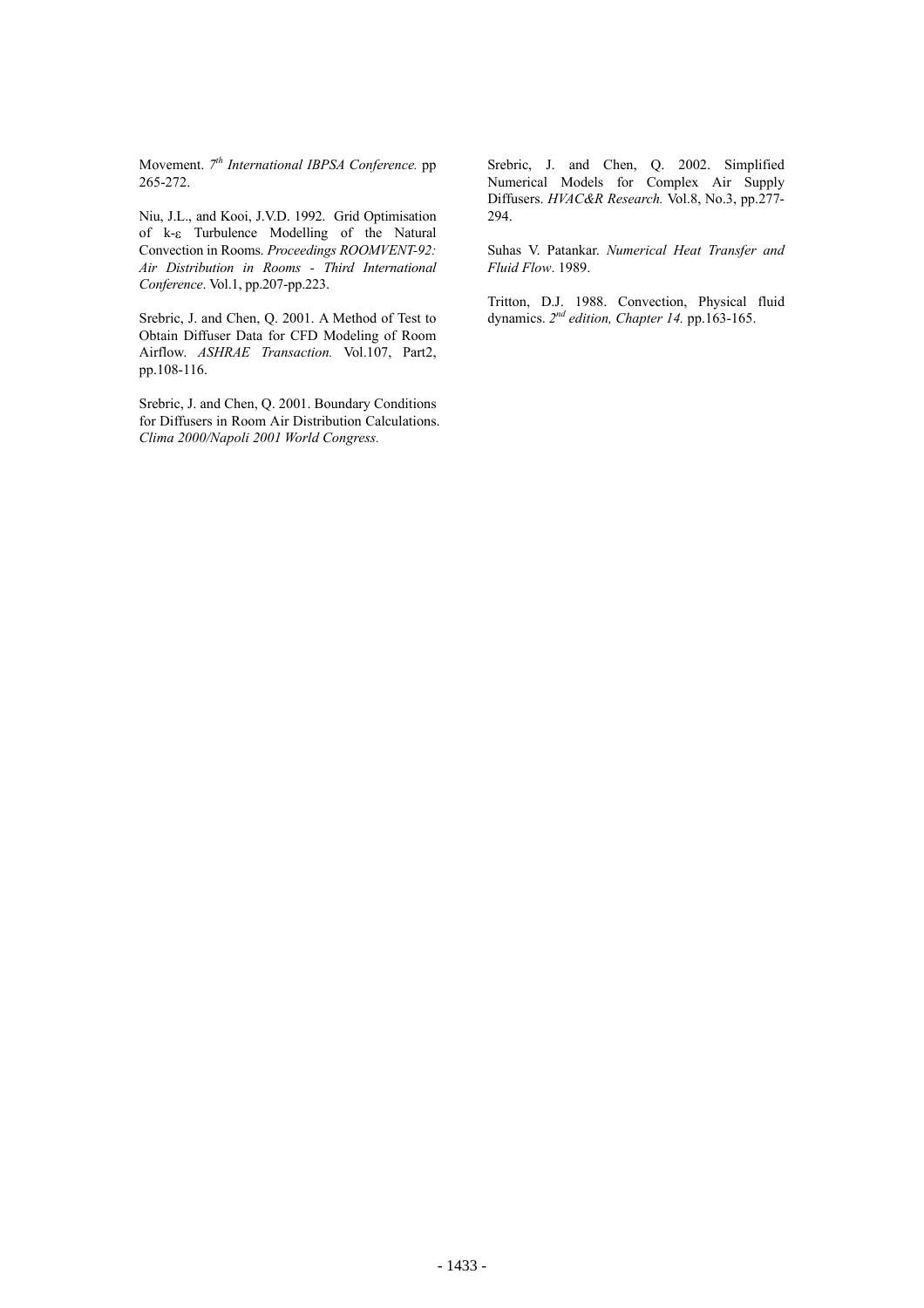Movement. *7th International IBPSA Conference.* pp 265-272.

Niu, J.L., and Kooi, J.V.D. 1992. Grid Optimisation of k-ε Turbulence Modelling of the Natural Convection in Rooms. *Proceedings ROOMVENT-92: Air Distribution in Rooms - Third International Conference*. Vol.1, pp.207-pp.223.

Srebric, J. and Chen, Q. 2001. A Method of Test to Obtain Diffuser Data for CFD Modeling of Room Airflow. *ASHRAE Transaction.* Vol.107, Part2, pp.108-116.

Srebric, J. and Chen, Q. 2001. Boundary Conditions for Diffusers in Room Air Distribution Calculations. *Clima 2000/Napoli 2001 World Congress.*

Srebric, J. and Chen, Q. 2002. Simplified Numerical Models for Complex Air Supply Diffusers. *HVAC&R Research.* Vol.8, No.3, pp.277-294.

Suhas V. Patankar. *Numerical Heat Transfer and Fluid Flow*. 1989.

Tritton, D.J. 1988. Convection, Physical fluid dynamics. *2nd edition, Chapter 14.* pp.163-165.